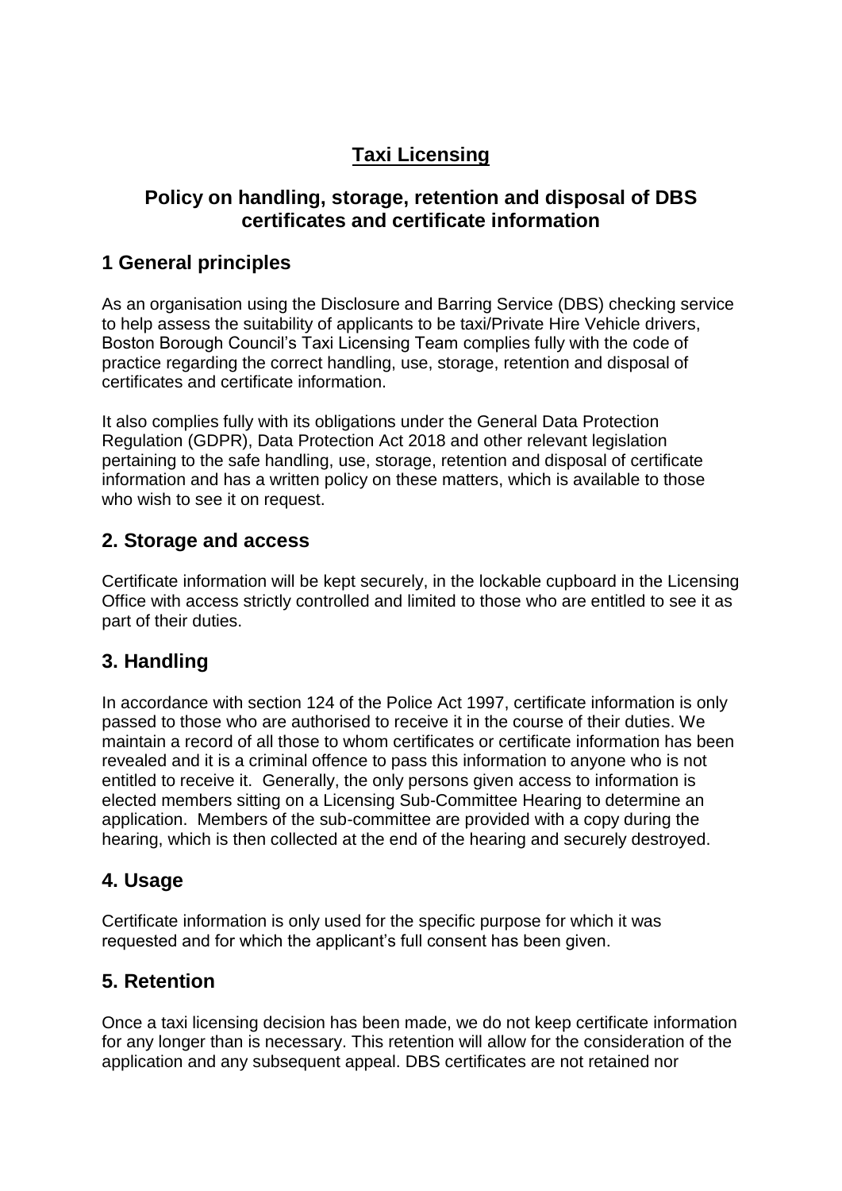# Taxi Licensing

## Policy on handling, storage, retention and disposal of DBS certificates and certificate information

## 1 General principles

As an organisation using the Disclosure and Barring Service (DBS) checking service to help assess the suitability of applicants to be taxi/Private Hire Vehicle drivers, Boston Borough Council's Taxi Licensing Team complies fully with the code of practice regarding the correct handling, use, storage, retention and disposal of certificates and certificate information.

It also complies fully with its obligations under the General Data Protection Regulation (GDPR), Data Protection Act 2018 and other relevant legislation pertaining to the safe handling, use, storage, retention and disposal of certificate information and has a written policy on these matters, which is available to those who wish to see it on request.

## 2. Storage and access

Certificate information will be kept securely, in the lockable cupboard in the Licensing Office with access strictly controlled and limited to those who are entitled to see it as part of their duties.

## 3. Handling

In accordance with section 124 of the Police Act 1997, certificate information is only passed to those who are authorised to receive it in the course of their duties. We maintain a record of all those to whom certificates or certificate information has been revealed and it is a criminal offence to pass this information to anyone who is not entitled to receive it. Generally, the only persons given access to information is elected members sitting on a Licensing Sub-Committee Hearing to determine an application. Members of the sub-committee are provided with a copy during the hearing, which is then collected at the end of the hearing and securely destroyed.

## 4. Usage

Certificate information is only used for the specific purpose for which it was requested and for which the applicant's full consent has been given.

## 5. Retention

Once a taxi licensing decision has been made, we do not keep certificate information for any longer than is necessary. This retention will allow for the consideration of the application and any subsequent appeal. DBS certificates are not retained nor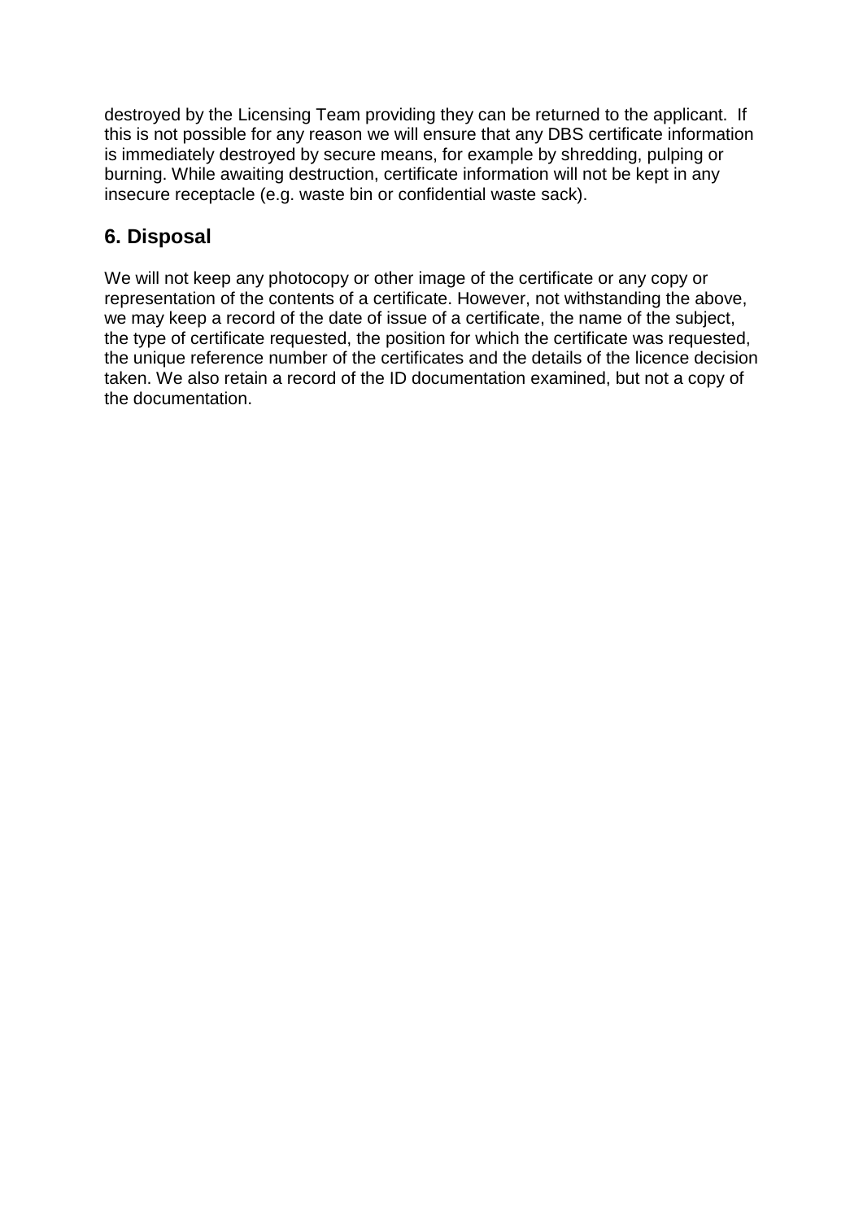destroyed by the Licensing Team providing they can be returned to the applicant. If this is not possible for any reason we will ensure that any DBS certificate information is immediately destroyed by secure means, for example by shredding, pulping or burning. While awaiting destruction, certificate information will not be kept in any insecure receptacle (e.g. waste bin or confidential waste sack).

## 6. Disposal

We will not keep any photocopy or other image of the certificate or any copy or representation of the contents of a certificate. However, not withstanding the above, we may keep a record of the date of issue of a certificate, the name of the subject, the type of certificate requested, the position for which the certificate was requested, the unique reference number of the certificates and the details of the licence decision taken. We also retain a record of the ID documentation examined, but not a copy of the documentation.